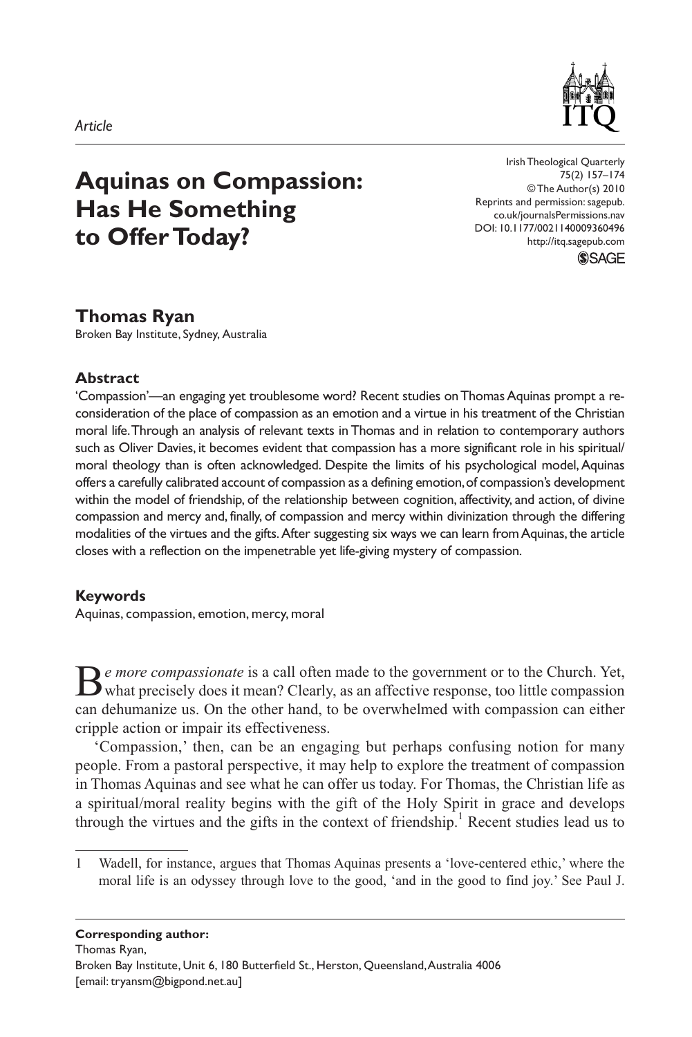*Article*

# Aquinas on Compassion: Has He Something to Offer Today?

Irish Theological Quarterly
75(2) 157–174
© The Author(s) 2010
Reprints and permission: sagepub.co.uk/journalsPermissions.nav
DOI: 10.1177/0021140009360496
http://itq.sagepub.com

**Thomas Ryan**
Broken Bay Institute, Sydney, Australia

### Abstract

'Compassion'—an engaging yet troublesome word? Recent studies on Thomas Aquinas prompt a reconsideration of the place of compassion as an emotion and a virtue in his treatment of the Christian moral life. Through an analysis of relevant texts in Thomas and in relation to contemporary authors such as Oliver Davies, it becomes evident that compassion has a more significant role in his spiritual/moral theology than is often acknowledged. Despite the limits of his psychological model, Aquinas offers a carefully calibrated account of compassion as a defining emotion, of compassion's development within the model of friendship, of the relationship between cognition, affectivity, and action, of divine compassion and mercy and, finally, of compassion and mercy within divinization through the differing modalities of the virtues and the gifts. After suggesting six ways we can learn from Aquinas, the article closes with a reflection on the impenetrable yet life-giving mystery of compassion.

### Keywords

Aquinas, compassion, emotion, mercy, moral

*Be more compassionate* is a call often made to the government or to the Church. Yet, what precisely does it mean? Clearly, as an affective response, too little compassion can dehumanize us. On the other hand, to be overwhelmed with compassion can either cripple action or impair its effectiveness.

'Compassion,' then, can be an engaging but perhaps confusing notion for many people. From a pastoral perspective, it may help to explore the treatment of compassion in Thomas Aquinas and see what he can offer us today. For Thomas, the Christian life as a spiritual/moral reality begins with the gift of the Holy Spirit in grace and develops through the virtues and the gifts in the context of friendship.[1] Recent studies lead us to

1 Wadell, for instance, argues that Thomas Aquinas presents a 'love-centered ethic,' where the moral life is an odyssey through love to the good, 'and in the good to find joy.' See Paul J.

**Corresponding author:**
Thomas Ryan,
Broken Bay Institute, Unit 6, 180 Butterfield St., Herston, Queensland, Australia 4006
[email: tryansm@bigpond.net.au]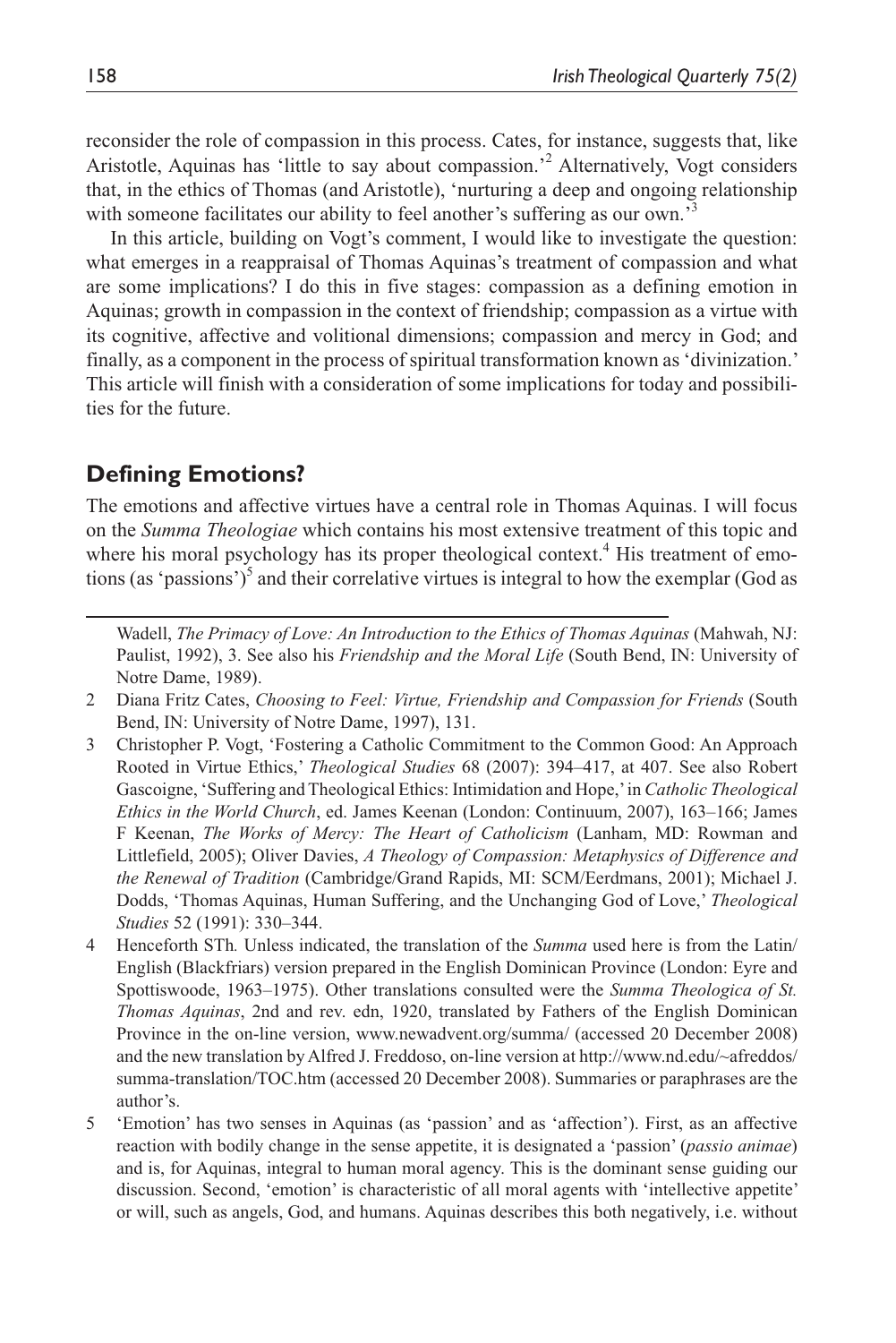reconsider the role of compassion in this process. Cates, for instance, suggests that, like Aristotle, Aquinas has 'little to say about compassion.'[2] Alternatively, Vogt considers that, in the ethics of Thomas (and Aristotle), 'nurturing a deep and ongoing relationship with someone facilitates our ability to feel another's suffering as our own.'[3]

In this article, building on Vogt's comment, I would like to investigate the question: what emerges in a reappraisal of Thomas Aquinas's treatment of compassion and what are some implications? I do this in five stages: compassion as a defining emotion in Aquinas; growth in compassion in the context of friendship; compassion as a virtue with its cognitive, affective and volitional dimensions; compassion and mercy in God; and finally, as a component in the process of spiritual transformation known as 'divinization.' This article will finish with a consideration of some implications for today and possibilities for the future.

## Defining Emotions?

The emotions and affective virtues have a central role in Thomas Aquinas. I will focus on the *Summa Theologiae* which contains his most extensive treatment of this topic and where his moral psychology has its proper theological context.[4] His treatment of emotions (as 'passions')[5] and their correlative virtues is integral to how the exemplar (God as

---

Wadell, *The Primacy of Love: An Introduction to the Ethics of Thomas Aquinas* (Mahwah, NJ: Paulist, 1992), 3. See also his *Friendship and the Moral Life* (South Bend, IN: University of Notre Dame, 1989).

2 Diana Fritz Cates, *Choosing to Feel: Virtue, Friendship and Compassion for Friends* (South Bend, IN: University of Notre Dame, 1997), 131.

3 Christopher P. Vogt, 'Fostering a Catholic Commitment to the Common Good: An Approach Rooted in Virtue Ethics,' *Theological Studies* 68 (2007): 394–417, at 407. See also Robert Gascoigne, 'Suffering and Theological Ethics: Intimidation and Hope,' in *Catholic Theological Ethics in the World Church*, ed. James Keenan (London: Continuum, 2007), 163–166; James F Keenan, *The Works of Mercy: The Heart of Catholicism* (Lanham, MD: Rowman and Littlefield, 2005); Oliver Davies, *A Theology of Compassion: Metaphysics of Difference and the Renewal of Tradition* (Cambridge/Grand Rapids, MI: SCM/Eerdmans, 2001); Michael J. Dodds, 'Thomas Aquinas, Human Suffering, and the Unchanging God of Love,' *Theological Studies* 52 (1991): 330–344.

4 Henceforth STh*.* Unless indicated, the translation of the *Summa* used here is from the Latin/English (Blackfriars) version prepared in the English Dominican Province (London: Eyre and Spottiswoode, 1963–1975). Other translations consulted were the *Summa Theologica of St. Thomas Aquinas*, 2nd and rev. edn, 1920, translated by Fathers of the English Dominican Province in the on-line version, www.newadvent.org/summa/ (accessed 20 December 2008) and the new translation by Alfred J. Freddoso, on-line version at http://www.nd.edu/~afreddos/summa-translation/TOC.htm (accessed 20 December 2008). Summaries or paraphrases are the author's.

5 'Emotion' has two senses in Aquinas (as 'passion' and as 'affection'). First, as an affective reaction with bodily change in the sense appetite, it is designated a 'passion' (*passio animae*) and is, for Aquinas, integral to human moral agency. This is the dominant sense guiding our discussion. Second, 'emotion' is characteristic of all moral agents with 'intellective appetite' or will, such as angels, God, and humans. Aquinas describes this both negatively, i.e. without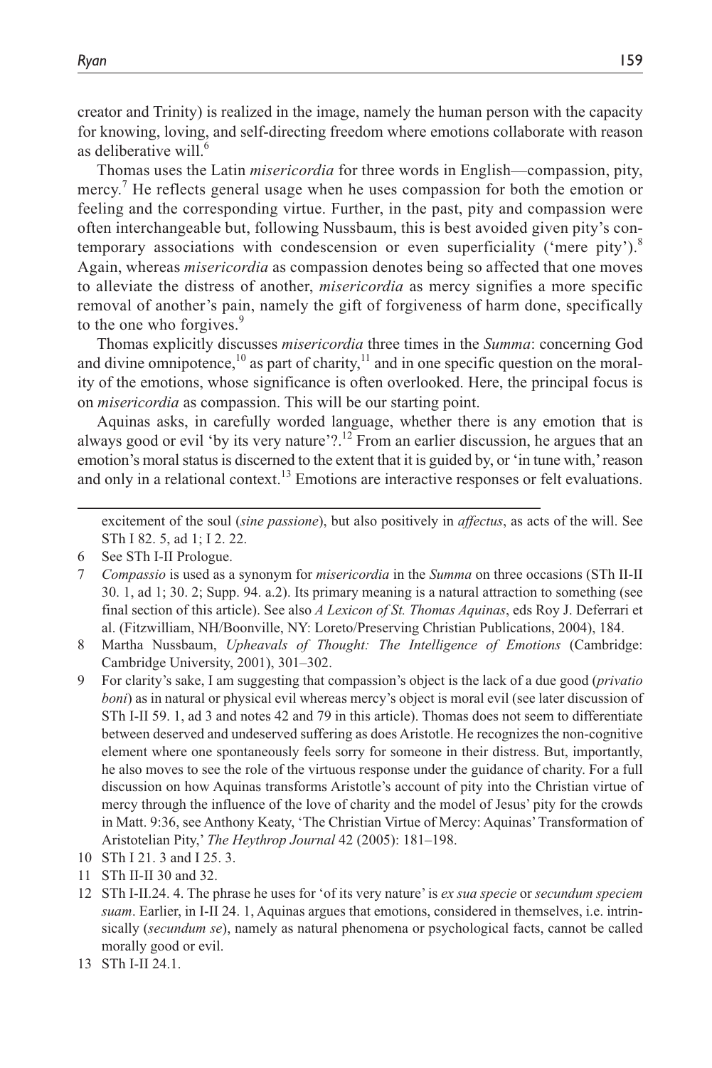creator and Trinity) is realized in the image, namely the human person with the capacity for knowing, loving, and self-directing freedom where emotions collaborate with reason as deliberative will.[6]

Thomas uses the Latin *misericordia* for three words in English—compassion, pity, mercy.[7] He reflects general usage when he uses compassion for both the emotion or feeling and the corresponding virtue. Further, in the past, pity and compassion were often interchangeable but, following Nussbaum, this is best avoided given pity's contemporary associations with condescension or even superficiality ('mere pity').[8] Again, whereas *misericordia* as compassion denotes being so affected that one moves to alleviate the distress of another, *misericordia* as mercy signifies a more specific removal of another's pain, namely the gift of forgiveness of harm done, specifically to the one who forgives.[9]

Thomas explicitly discusses *misericordia* three times in the *Summa*: concerning God and divine omnipotence,[10] as part of charity,[11] and in one specific question on the morality of the emotions, whose significance is often overlooked. Here, the principal focus is on *misericordia* as compassion. This will be our starting point.

Aquinas asks, in carefully worded language, whether there is any emotion that is always good or evil 'by its very nature'?.[12] From an earlier discussion, he argues that an emotion's moral status is discerned to the extent that it is guided by, or 'in tune with,' reason and only in a relational context.[13] Emotions are interactive responses or felt evaluations.

---

excitement of the soul (*sine passione*), but also positively in *affectus*, as acts of the will. See STh I 82. 5, ad 1; I 2. 22.

6 See STh I-II Prologue.

7 *Compassio* is used as a synonym for *misericordia* in the *Summa* on three occasions (STh II-II 30. 1, ad 1; 30. 2; Supp. 94. a.2). Its primary meaning is a natural attraction to something (see final section of this article). See also *A Lexicon of St. Thomas Aquinas*, eds Roy J. Deferrari et al. (Fitzwilliam, NH/Boonville, NY: Loreto/Preserving Christian Publications, 2004), 184.

8 Martha Nussbaum, *Upheavals of Thought: The Intelligence of Emotions* (Cambridge: Cambridge University, 2001), 301–302.

9 For clarity's sake, I am suggesting that compassion's object is the lack of a due good (*privatio boni*) as in natural or physical evil whereas mercy's object is moral evil (see later discussion of STh I-II 59. 1, ad 3 and notes 42 and 79 in this article). Thomas does not seem to differentiate between deserved and undeserved suffering as does Aristotle. He recognizes the non-cognitive element where one spontaneously feels sorry for someone in their distress. But, importantly, he also moves to see the role of the virtuous response under the guidance of charity. For a full discussion on how Aquinas transforms Aristotle's account of pity into the Christian virtue of mercy through the influence of the love of charity and the model of Jesus' pity for the crowds in Matt. 9:36, see Anthony Keaty, 'The Christian Virtue of Mercy: Aquinas' Transformation of Aristotelian Pity,' *The Heythrop Journal* 42 (2005): 181–198.

10 STh I 21. 3 and I 25. 3.

11 STh II-II 30 and 32.

12 STh I-II.24. 4. The phrase he uses for 'of its very nature' is *ex sua specie* or *secundum speciem suam*. Earlier, in I-II 24. 1, Aquinas argues that emotions, considered in themselves, i.e. intrinsically (*secundum se*), namely as natural phenomena or psychological facts, cannot be called morally good or evil.

13 STh I-II 24.1.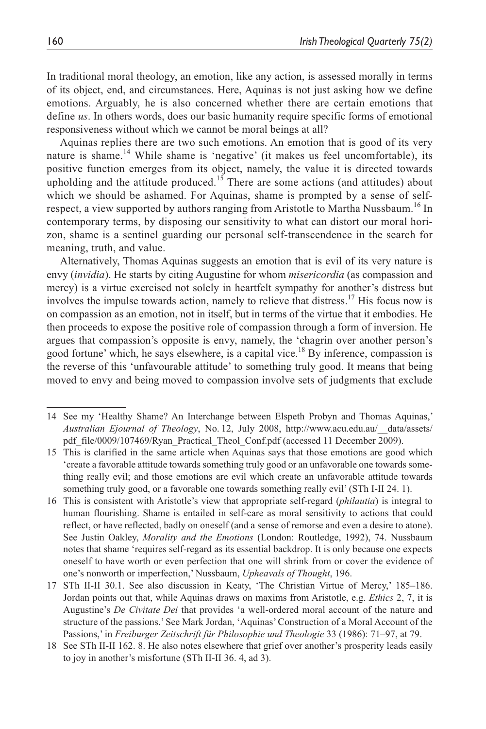In traditional moral theology, an emotion, like any action, is assessed morally in terms of its object, end, and circumstances. Here, Aquinas is not just asking how we define emotions. Arguably, he is also concerned whether there are certain emotions that define *us*. In others words, does our basic humanity require specific forms of emotional responsiveness without which we cannot be moral beings at all?

Aquinas replies there are two such emotions. An emotion that is good of its very nature is shame.[14] While shame is 'negative' (it makes us feel uncomfortable), its positive function emerges from its object, namely, the value it is directed towards upholding and the attitude produced.[15] There are some actions (and attitudes) about which we should be ashamed. For Aquinas, shame is prompted by a sense of self-respect, a view supported by authors ranging from Aristotle to Martha Nussbaum.[16] In contemporary terms, by disposing our sensitivity to what can distort our moral horizon, shame is a sentinel guarding our personal self-transcendence in the search for meaning, truth, and value.

Alternatively, Thomas Aquinas suggests an emotion that is evil of its very nature is envy (*invidia*). He starts by citing Augustine for whom *misericordia* (as compassion and mercy) is a virtue exercised not solely in heartfelt sympathy for another's distress but involves the impulse towards action, namely to relieve that distress.[17] His focus now is on compassion as an emotion, not in itself, but in terms of the virtue that it embodies. He then proceeds to expose the positive role of compassion through a form of inversion. He argues that compassion's opposite is envy, namely, the 'chagrin over another person's good fortune' which, he says elsewhere, is a capital vice.[18] By inference, compassion is the reverse of this 'unfavourable attitude' to something truly good. It means that being moved to envy and being moved to compassion involve sets of judgments that exclude

---

14 See my 'Healthy Shame? An Interchange between Elspeth Probyn and Thomas Aquinas,' *Australian Ejournal of Theology*, No. 12, July 2008, http://www.acu.edu.au/__data/assets/pdf_file/0009/107469/Ryan_Practical_Theol_Conf.pdf (accessed 11 December 2009).

15 This is clarified in the same article when Aquinas says that those emotions are good which 'create a favorable attitude towards something truly good or an unfavorable one towards something really evil; and those emotions are evil which create an unfavorable attitude towards something truly good, or a favorable one towards something really evil' (STh I-II 24. 1).

16 This is consistent with Aristotle's view that appropriate self-regard (*philautia*) is integral to human flourishing. Shame is entailed in self-care as moral sensitivity to actions that could reflect, or have reflected, badly on oneself (and a sense of remorse and even a desire to atone). See Justin Oakley, *Morality and the Emotions* (London: Routledge, 1992), 74. Nussbaum notes that shame 'requires self-regard as its essential backdrop. It is only because one expects oneself to have worth or even perfection that one will shrink from or cover the evidence of one's nonworth or imperfection,' Nussbaum, *Upheavals of Thought*, 196.

17 STh II-II 30.1. See also discussion in Keaty, 'The Christian Virtue of Mercy,' 185–186. Jordan points out that, while Aquinas draws on maxims from Aristotle, e.g. *Ethics* 2, 7, it is Augustine's *De Civitate Dei* that provides 'a well-ordered moral account of the nature and structure of the passions.' See Mark Jordan, 'Aquinas' Construction of a Moral Account of the Passions,' in *Freiburger Zeitschrift für Philosophie und Theologie* 33 (1986): 71–97, at 79.

18 See STh II-II 162. 8. He also notes elsewhere that grief over another's prosperity leads easily to joy in another's misfortune (STh II-II 36. 4, ad 3).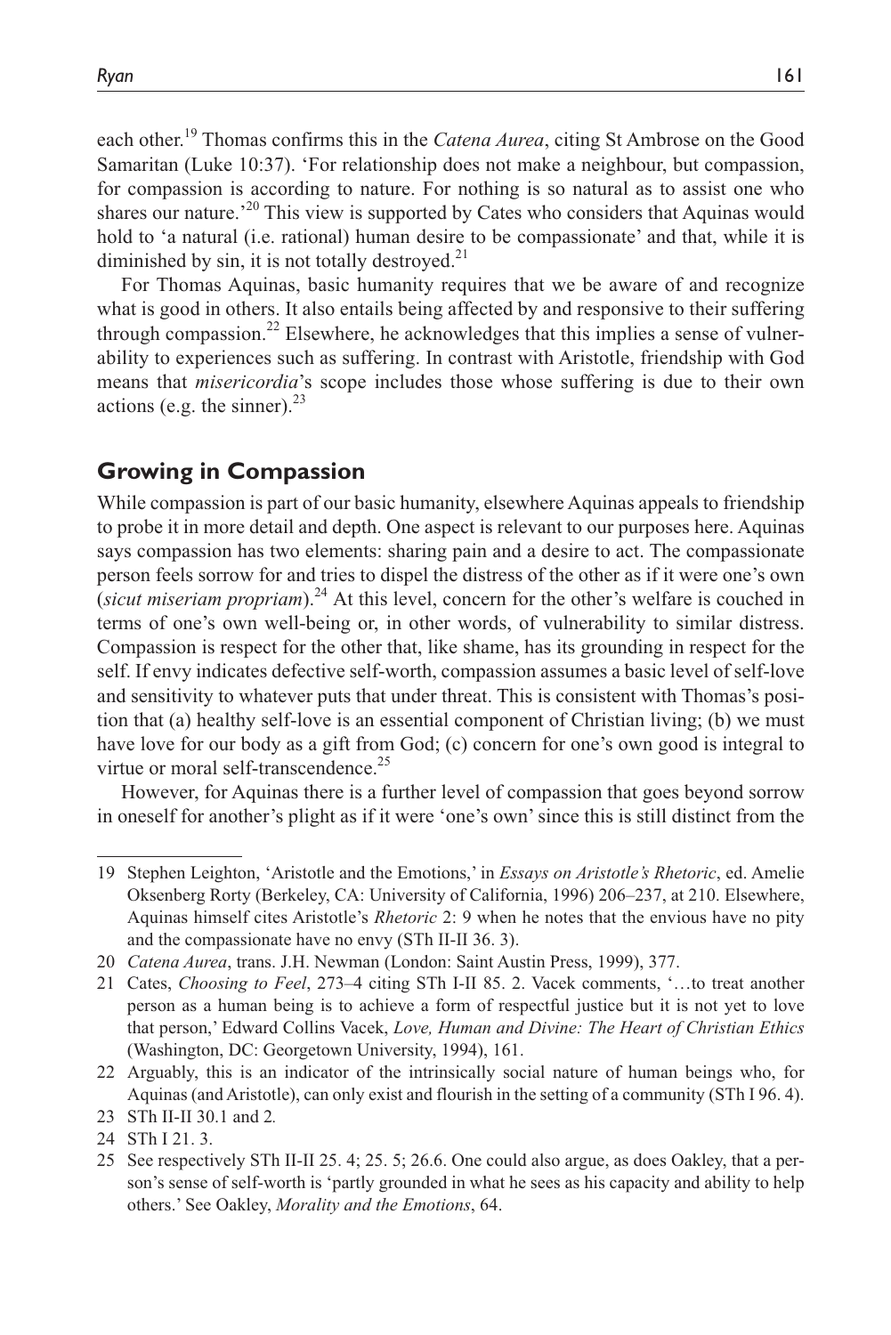each other.[19] Thomas confirms this in the *Catena Aurea*, citing St Ambrose on the Good Samaritan (Luke 10:37). 'For relationship does not make a neighbour, but compassion, for compassion is according to nature. For nothing is so natural as to assist one who shares our nature.'[20] This view is supported by Cates who considers that Aquinas would hold to 'a natural (i.e. rational) human desire to be compassionate' and that, while it is diminished by sin, it is not totally destroyed.[21]

For Thomas Aquinas, basic humanity requires that we be aware of and recognize what is good in others. It also entails being affected by and responsive to their suffering through compassion.[22] Elsewhere, he acknowledges that this implies a sense of vulnerability to experiences such as suffering. In contrast with Aristotle, friendship with God means that *misericordia*'s scope includes those whose suffering is due to their own actions (e.g. the sinner).[23]

## Growing in Compassion

While compassion is part of our basic humanity, elsewhere Aquinas appeals to friendship to probe it in more detail and depth. One aspect is relevant to our purposes here. Aquinas says compassion has two elements: sharing pain and a desire to act. The compassionate person feels sorrow for and tries to dispel the distress of the other as if it were one's own (*sicut miseriam propriam*).[24] At this level, concern for the other's welfare is couched in terms of one's own well-being or, in other words, of vulnerability to similar distress. Compassion is respect for the other that, like shame, has its grounding in respect for the self. If envy indicates defective self-worth, compassion assumes a basic level of self-love and sensitivity to whatever puts that under threat. This is consistent with Thomas's position that (a) healthy self-love is an essential component of Christian living; (b) we must have love for our body as a gift from God; (c) concern for one's own good is integral to virtue or moral self-transcendence.[25]

However, for Aquinas there is a further level of compassion that goes beyond sorrow in oneself for another's plight as if it were 'one's own' since this is still distinct from the

---

19 Stephen Leighton, 'Aristotle and the Emotions,' in *Essays on Aristotle's Rhetoric*, ed. Amelie Oksenberg Rorty (Berkeley, CA: University of California, 1996) 206–237, at 210. Elsewhere, Aquinas himself cites Aristotle's *Rhetoric* 2: 9 when he notes that the envious have no pity and the compassionate have no envy (STh II-II 36. 3).

20 *Catena Aurea*, trans. J.H. Newman (London: Saint Austin Press, 1999), 377.

21 Cates, *Choosing to Feel*, 273–4 citing STh I-II 85. 2. Vacek comments, '…to treat another person as a human being is to achieve a form of respectful justice but it is not yet to love that person,' Edward Collins Vacek, *Love, Human and Divine: The Heart of Christian Ethics* (Washington, DC: Georgetown University, 1994), 161.

22 Arguably, this is an indicator of the intrinsically social nature of human beings who, for Aquinas (and Aristotle), can only exist and flourish in the setting of a community (STh I 96. 4).

23 STh II-II 30.1 and 2.

24 STh I 21. 3.

25 See respectively STh II-II 25. 4; 25. 5; 26.6. One could also argue, as does Oakley, that a person's sense of self-worth is 'partly grounded in what he sees as his capacity and ability to help others.' See Oakley, *Morality and the Emotions*, 64.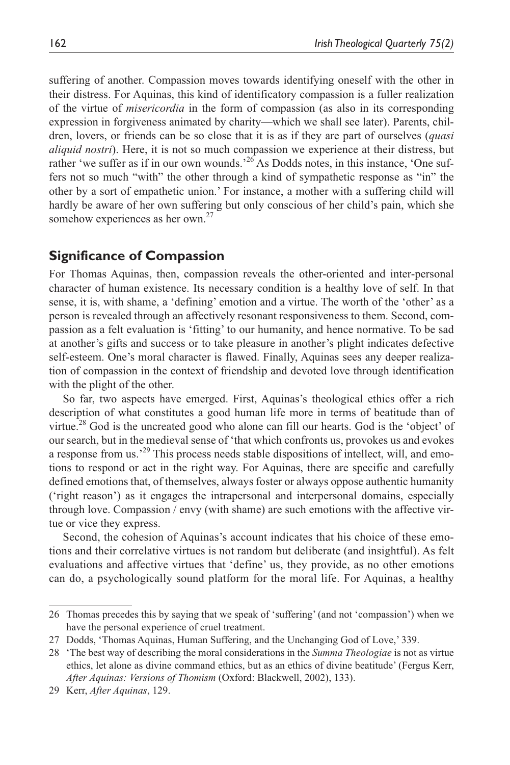suffering of another. Compassion moves towards identifying oneself with the other in their distress. For Aquinas, this kind of identificatory compassion is a fuller realization of the virtue of *misericordia* in the form of compassion (as also in its corresponding expression in forgiveness animated by charity—which we shall see later). Parents, children, lovers, or friends can be so close that it is as if they are part of ourselves (*quasi aliquid nostri*). Here, it is not so much compassion we experience at their distress, but rather 'we suffer as if in our own wounds.'[26] As Dodds notes, in this instance, 'One suffers not so much "with" the other through a kind of sympathetic response as "in" the other by a sort of empathetic union.' For instance, a mother with a suffering child will hardly be aware of her own suffering but only conscious of her child's pain, which she somehow experiences as her own.[27]

## Significance of Compassion

For Thomas Aquinas, then, compassion reveals the other-oriented and inter-personal character of human existence. Its necessary condition is a healthy love of self. In that sense, it is, with shame, a 'defining' emotion and a virtue. The worth of the 'other' as a person is revealed through an affectively resonant responsiveness to them. Second, compassion as a felt evaluation is 'fitting' to our humanity, and hence normative. To be sad at another's gifts and success or to take pleasure in another's plight indicates defective self-esteem. One's moral character is flawed. Finally, Aquinas sees any deeper realization of compassion in the context of friendship and devoted love through identification with the plight of the other.

So far, two aspects have emerged. First, Aquinas's theological ethics offer a rich description of what constitutes a good human life more in terms of beatitude than of virtue.[28] God is the uncreated good who alone can fill our hearts. God is the 'object' of our search, but in the medieval sense of 'that which confronts us, provokes us and evokes a response from us.'[29] This process needs stable dispositions of intellect, will, and emotions to respond or act in the right way. For Aquinas, there are specific and carefully defined emotions that, of themselves, always foster or always oppose authentic humanity ('right reason') as it engages the intrapersonal and interpersonal domains, especially through love. Compassion / envy (with shame) are such emotions with the affective virtue or vice they express.

Second, the cohesion of Aquinas's account indicates that his choice of these emotions and their correlative virtues is not random but deliberate (and insightful). As felt evaluations and affective virtues that 'define' us, they provide, as no other emotions can do, a psychologically sound platform for the moral life. For Aquinas, a healthy

---

26 Thomas precedes this by saying that we speak of 'suffering' (and not 'compassion') when we have the personal experience of cruel treatment.

27 Dodds, 'Thomas Aquinas, Human Suffering, and the Unchanging God of Love,' 339.

28 'The best way of describing the moral considerations in the *Summa Theologiae* is not as virtue ethics, let alone as divine command ethics, but as an ethics of divine beatitude' (Fergus Kerr, *After Aquinas: Versions of Thomism* (Oxford: Blackwell, 2002), 133).

29 Kerr, *After Aquinas*, 129.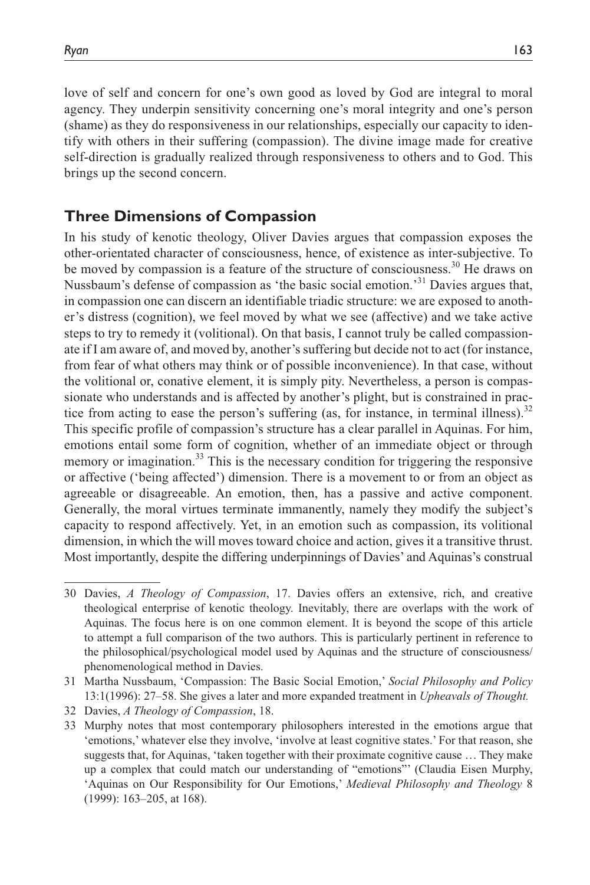love of self and concern for one's own good as loved by God are integral to moral agency. They underpin sensitivity concerning one's moral integrity and one's person (shame) as they do responsiveness in our relationships, especially our capacity to identify with others in their suffering (compassion). The divine image made for creative self-direction is gradually realized through responsiveness to others and to God. This brings up the second concern.

## Three Dimensions of Compassion

In his study of kenotic theology, Oliver Davies argues that compassion exposes the other-orientated character of consciousness, hence, of existence as inter-subjective. To be moved by compassion is a feature of the structure of consciousness.[30] He draws on Nussbaum's defense of compassion as 'the basic social emotion.'[31] Davies argues that, in compassion one can discern an identifiable triadic structure: we are exposed to another's distress (cognition), we feel moved by what we see (affective) and we take active steps to try to remedy it (volitional). On that basis, I cannot truly be called compassionate if I am aware of, and moved by, another's suffering but decide not to act (for instance, from fear of what others may think or of possible inconvenience). In that case, without the volitional or, conative element, it is simply pity. Nevertheless, a person is compassionate who understands and is affected by another's plight, but is constrained in practice from acting to ease the person's suffering (as, for instance, in terminal illness).[32] This specific profile of compassion's structure has a clear parallel in Aquinas. For him, emotions entail some form of cognition, whether of an immediate object or through memory or imagination.[33] This is the necessary condition for triggering the responsive or affective ('being affected') dimension. There is a movement to or from an object as agreeable or disagreeable. An emotion, then, has a passive and active component. Generally, the moral virtues terminate immanently, namely they modify the subject's capacity to respond affectively. Yet, in an emotion such as compassion, its volitional dimension, in which the will moves toward choice and action, gives it a transitive thrust. Most importantly, despite the differing underpinnings of Davies' and Aquinas's construal

---

30 Davies, *A Theology of Compassion*, 17. Davies offers an extensive, rich, and creative theological enterprise of kenotic theology. Inevitably, there are overlaps with the work of Aquinas. The focus here is on one common element. It is beyond the scope of this article to attempt a full comparison of the two authors. This is particularly pertinent in reference to the philosophical/psychological model used by Aquinas and the structure of consciousness/phenomenological method in Davies.

31 Martha Nussbaum, 'Compassion: The Basic Social Emotion,' *Social Philosophy and Policy* 13:1(1996): 27–58. She gives a later and more expanded treatment in *Upheavals of Thought.*

32 Davies, *A Theology of Compassion*, 18.

33 Murphy notes that most contemporary philosophers interested in the emotions argue that 'emotions,' whatever else they involve, 'involve at least cognitive states.' For that reason, she suggests that, for Aquinas, 'taken together with their proximate cognitive cause … They make up a complex that could match our understanding of "emotions"' (Claudia Eisen Murphy, 'Aquinas on Our Responsibility for Our Emotions,' *Medieval Philosophy and Theology* 8 (1999): 163–205, at 168).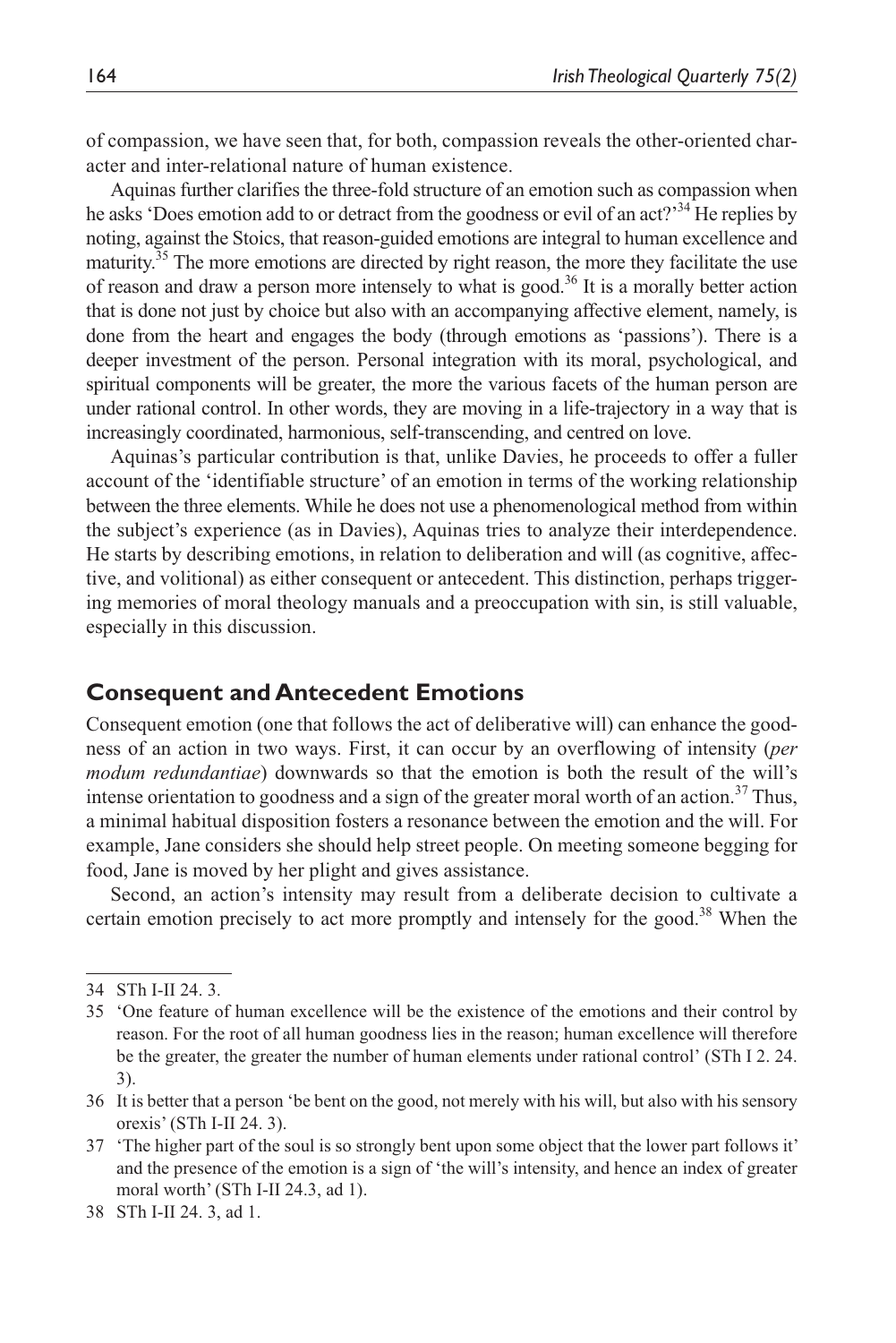of compassion, we have seen that, for both, compassion reveals the other-oriented character and inter-relational nature of human existence.

Aquinas further clarifies the three-fold structure of an emotion such as compassion when he asks 'Does emotion add to or detract from the goodness or evil of an act?'[34] He replies by noting, against the Stoics, that reason-guided emotions are integral to human excellence and maturity.[35] The more emotions are directed by right reason, the more they facilitate the use of reason and draw a person more intensely to what is good.[36] It is a morally better action that is done not just by choice but also with an accompanying affective element, namely, is done from the heart and engages the body (through emotions as 'passions'). There is a deeper investment of the person. Personal integration with its moral, psychological, and spiritual components will be greater, the more the various facets of the human person are under rational control. In other words, they are moving in a life-trajectory in a way that is increasingly coordinated, harmonious, self-transcending, and centred on love.

Aquinas's particular contribution is that, unlike Davies, he proceeds to offer a fuller account of the 'identifiable structure' of an emotion in terms of the working relationship between the three elements. While he does not use a phenomenological method from within the subject's experience (as in Davies), Aquinas tries to analyze their interdependence. He starts by describing emotions, in relation to deliberation and will (as cognitive, affective, and volitional) as either consequent or antecedent. This distinction, perhaps triggering memories of moral theology manuals and a preoccupation with sin, is still valuable, especially in this discussion.

## Consequent and Antecedent Emotions

Consequent emotion (one that follows the act of deliberative will) can enhance the goodness of an action in two ways. First, it can occur by an overflowing of intensity (*per modum redundantiae*) downwards so that the emotion is both the result of the will's intense orientation to goodness and a sign of the greater moral worth of an action.[37] Thus, a minimal habitual disposition fosters a resonance between the emotion and the will. For example, Jane considers she should help street people. On meeting someone begging for food, Jane is moved by her plight and gives assistance.

Second, an action's intensity may result from a deliberate decision to cultivate a certain emotion precisely to act more promptly and intensely for the good.[38] When the

---

34 STh I-II 24. 3.

35 'One feature of human excellence will be the existence of the emotions and their control by reason. For the root of all human goodness lies in the reason; human excellence will therefore be the greater, the greater the number of human elements under rational control' (STh I 2. 24. 3).

36 It is better that a person 'be bent on the good, not merely with his will, but also with his sensory orexis' (STh I-II 24. 3).

37 'The higher part of the soul is so strongly bent upon some object that the lower part follows it' and the presence of the emotion is a sign of 'the will's intensity, and hence an index of greater moral worth' (STh I-II 24.3, ad 1).

38 STh I-II 24. 3, ad 1.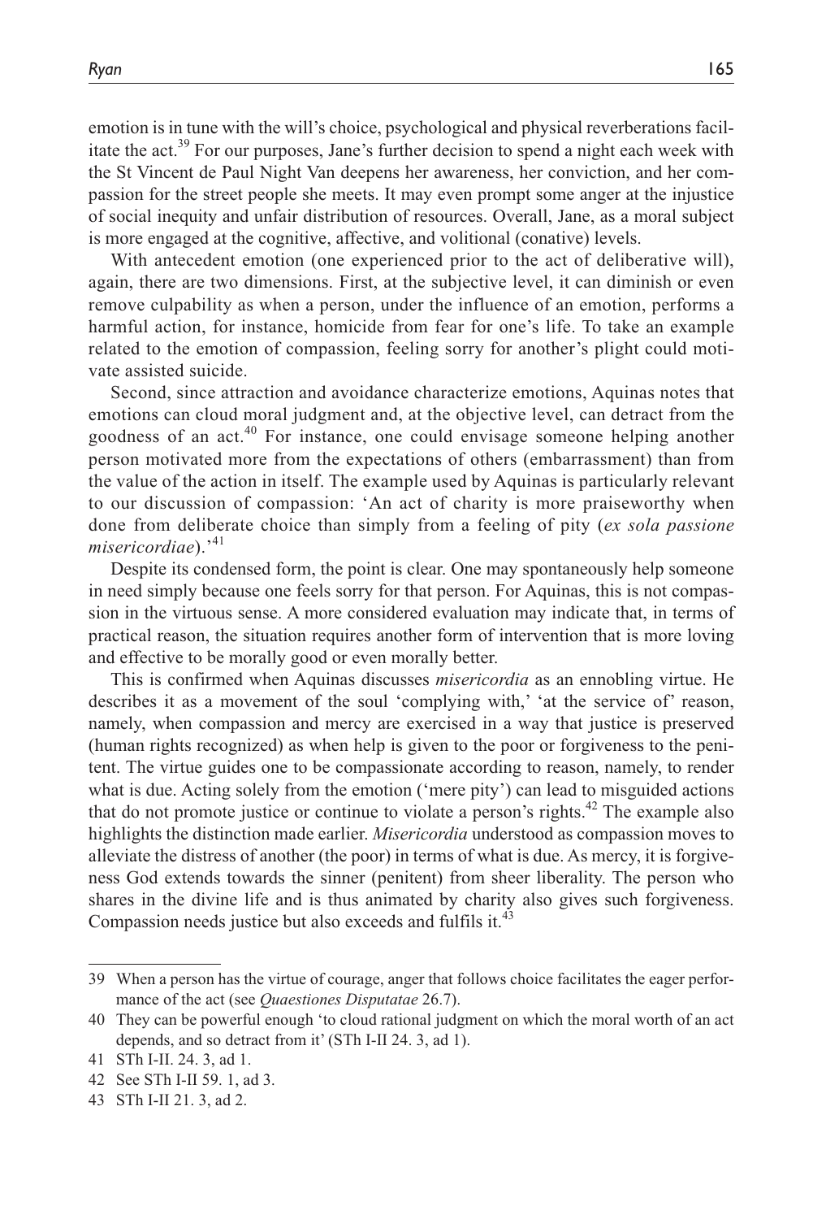emotion is in tune with the will's choice, psychological and physical reverberations facilitate the act.[39] For our purposes, Jane's further decision to spend a night each week with the St Vincent de Paul Night Van deepens her awareness, her conviction, and her compassion for the street people she meets. It may even prompt some anger at the injustice of social inequity and unfair distribution of resources. Overall, Jane, as a moral subject is more engaged at the cognitive, affective, and volitional (conative) levels.

With antecedent emotion (one experienced prior to the act of deliberative will), again, there are two dimensions. First, at the subjective level, it can diminish or even remove culpability as when a person, under the influence of an emotion, performs a harmful action, for instance, homicide from fear for one's life. To take an example related to the emotion of compassion, feeling sorry for another's plight could motivate assisted suicide.

Second, since attraction and avoidance characterize emotions, Aquinas notes that emotions can cloud moral judgment and, at the objective level, can detract from the goodness of an act.[40] For instance, one could envisage someone helping another person motivated more from the expectations of others (embarrassment) than from the value of the action in itself. The example used by Aquinas is particularly relevant to our discussion of compassion: 'An act of charity is more praiseworthy when done from deliberate choice than simply from a feeling of pity (*ex sola passione misericordiae*).'[41]

Despite its condensed form, the point is clear. One may spontaneously help someone in need simply because one feels sorry for that person. For Aquinas, this is not compassion in the virtuous sense. A more considered evaluation may indicate that, in terms of practical reason, the situation requires another form of intervention that is more loving and effective to be morally good or even morally better.

This is confirmed when Aquinas discusses *misericordia* as an ennobling virtue. He describes it as a movement of the soul 'complying with,' 'at the service of' reason, namely, when compassion and mercy are exercised in a way that justice is preserved (human rights recognized) as when help is given to the poor or forgiveness to the penitent. The virtue guides one to be compassionate according to reason, namely, to render what is due. Acting solely from the emotion ('mere pity') can lead to misguided actions that do not promote justice or continue to violate a person's rights.[42] The example also highlights the distinction made earlier. *Misericordia* understood as compassion moves to alleviate the distress of another (the poor) in terms of what is due. As mercy, it is forgiveness God extends towards the sinner (penitent) from sheer liberality. The person who shares in the divine life and is thus animated by charity also gives such forgiveness. Compassion needs justice but also exceeds and fulfils it.[43]

---

39 When a person has the virtue of courage, anger that follows choice facilitates the eager performance of the act (see *Quaestiones Disputatae* 26.7).

40 They can be powerful enough 'to cloud rational judgment on which the moral worth of an act depends, and so detract from it' (STh I-II 24. 3, ad 1).

41 STh I-II. 24. 3, ad 1.

42 See STh I-II 59. 1, ad 3.

43 STh I-II 21. 3, ad 2.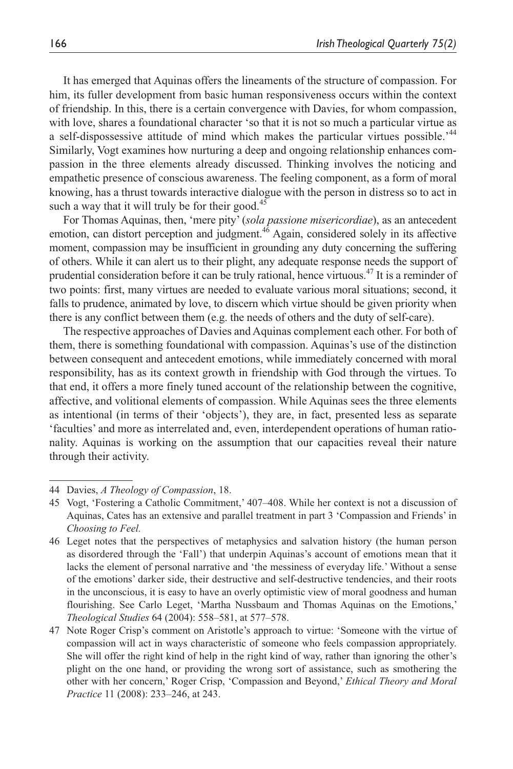It has emerged that Aquinas offers the lineaments of the structure of compassion. For him, its fuller development from basic human responsiveness occurs within the context of friendship. In this, there is a certain convergence with Davies, for whom compassion, with love, shares a foundational character 'so that it is not so much a particular virtue as a self-dispossessive attitude of mind which makes the particular virtues possible.'[44] Similarly, Vogt examines how nurturing a deep and ongoing relationship enhances compassion in the three elements already discussed. Thinking involves the noticing and empathetic presence of conscious awareness. The feeling component, as a form of moral knowing, has a thrust towards interactive dialogue with the person in distress so to act in such a way that it will truly be for their good.[45]

For Thomas Aquinas, then, 'mere pity' (*sola passione misericordiae*), as an antecedent emotion, can distort perception and judgment.[46] Again, considered solely in its affective moment, compassion may be insufficient in grounding any duty concerning the suffering of others. While it can alert us to their plight, any adequate response needs the support of prudential consideration before it can be truly rational, hence virtuous.[47] It is a reminder of two points: first, many virtues are needed to evaluate various moral situations; second, it falls to prudence, animated by love, to discern which virtue should be given priority when there is any conflict between them (e.g. the needs of others and the duty of self-care).

The respective approaches of Davies and Aquinas complement each other. For both of them, there is something foundational with compassion. Aquinas's use of the distinction between consequent and antecedent emotions, while immediately concerned with moral responsibility, has as its context growth in friendship with God through the virtues. To that end, it offers a more finely tuned account of the relationship between the cognitive, affective, and volitional elements of compassion. While Aquinas sees the three elements as intentional (in terms of their 'objects'), they are, in fact, presented less as separate 'faculties' and more as interrelated and, even, interdependent operations of human rationality. Aquinas is working on the assumption that our capacities reveal their nature through their activity.

44 Davies, *A Theology of Compassion*, 18.

45 Vogt, 'Fostering a Catholic Commitment,' 407–408. While her context is not a discussion of Aquinas, Cates has an extensive and parallel treatment in part 3 'Compassion and Friends' in *Choosing to Feel.*

46 Leget notes that the perspectives of metaphysics and salvation history (the human person as disordered through the 'Fall') that underpin Aquinas's account of emotions mean that it lacks the element of personal narrative and 'the messiness of everyday life.' Without a sense of the emotions' darker side, their destructive and self-destructive tendencies, and their roots in the unconscious, it is easy to have an overly optimistic view of moral goodness and human flourishing. See Carlo Leget, 'Martha Nussbaum and Thomas Aquinas on the Emotions,' *Theological Studies* 64 (2004): 558–581, at 577–578.

47 Note Roger Crisp's comment on Aristotle's approach to virtue: 'Someone with the virtue of compassion will act in ways characteristic of someone who feels compassion appropriately. She will offer the right kind of help in the right kind of way, rather than ignoring the other's plight on the one hand, or providing the wrong sort of assistance, such as smothering the other with her concern,' Roger Crisp, 'Compassion and Beyond,' *Ethical Theory and Moral Practice* 11 (2008): 233–246, at 243.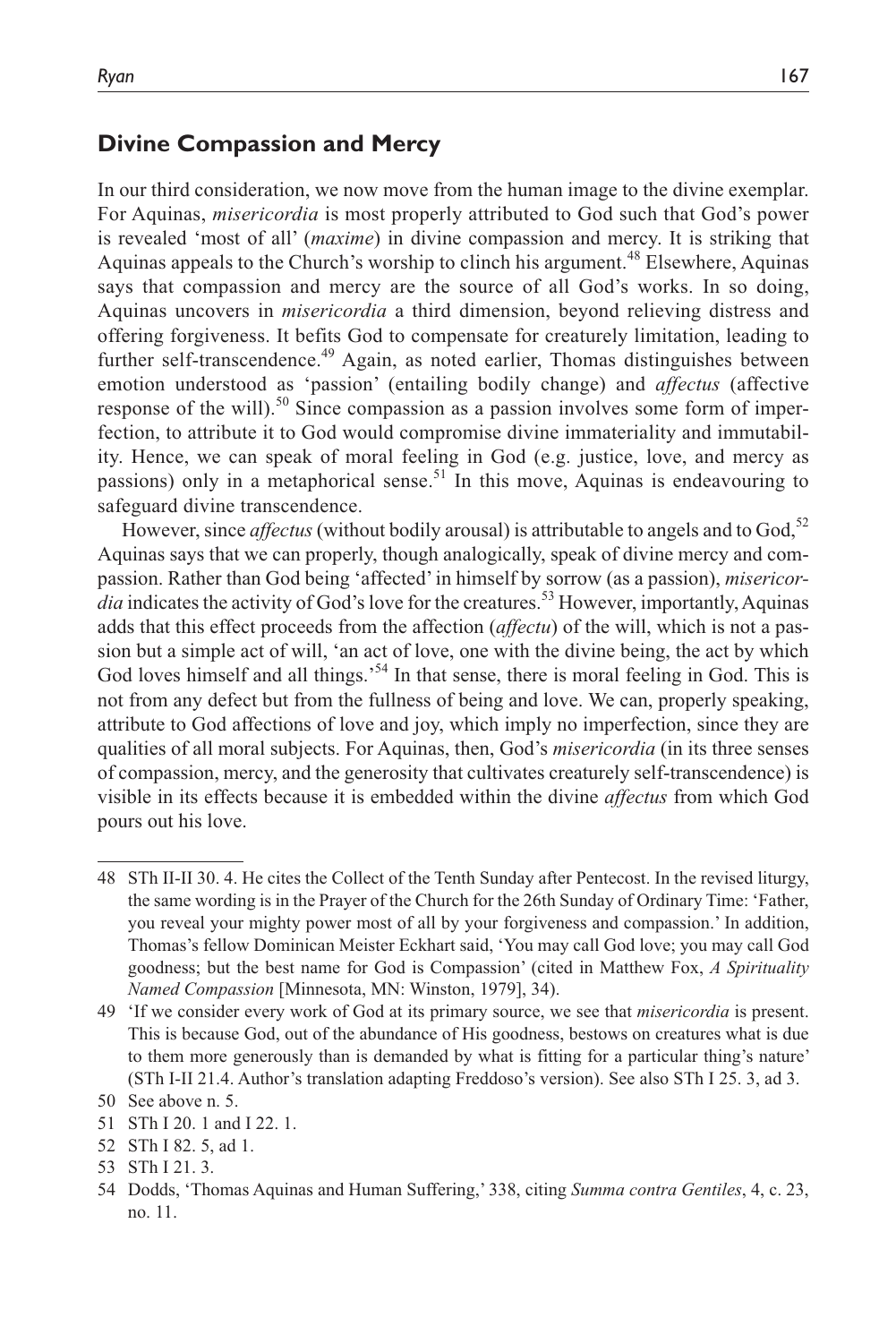## Divine Compassion and Mercy

In our third consideration, we now move from the human image to the divine exemplar. For Aquinas, *misericordia* is most properly attributed to God such that God's power is revealed 'most of all' (*maxime*) in divine compassion and mercy. It is striking that Aquinas appeals to the Church's worship to clinch his argument.[48] Elsewhere, Aquinas says that compassion and mercy are the source of all God's works. In so doing, Aquinas uncovers in *misericordia* a third dimension, beyond relieving distress and offering forgiveness. It befits God to compensate for creaturely limitation, leading to further self-transcendence.[49] Again, as noted earlier, Thomas distinguishes between emotion understood as 'passion' (entailing bodily change) and *affectus* (affective response of the will).[50] Since compassion as a passion involves some form of imperfection, to attribute it to God would compromise divine immateriality and immutability. Hence, we can speak of moral feeling in God (e.g. justice, love, and mercy as passions) only in a metaphorical sense.[51] In this move, Aquinas is endeavouring to safeguard divine transcendence.

However, since *affectus* (without bodily arousal) is attributable to angels and to God,[52] Aquinas says that we can properly, though analogically, speak of divine mercy and compassion. Rather than God being 'affected' in himself by sorrow (as a passion), *misericordia* indicates the activity of God's love for the creatures.[53] However, importantly, Aquinas adds that this effect proceeds from the affection (*affectu*) of the will, which is not a passion but a simple act of will, 'an act of love, one with the divine being, the act by which God loves himself and all things.'[54] In that sense, there is moral feeling in God. This is not from any defect but from the fullness of being and love. We can, properly speaking, attribute to God affections of love and joy, which imply no imperfection, since they are qualities of all moral subjects. For Aquinas, then, God's *misericordia* (in its three senses of compassion, mercy, and the generosity that cultivates creaturely self-transcendence) is visible in its effects because it is embedded within the divine *affectus* from which God pours out his love.

---

48 STh II-II 30. 4. He cites the Collect of the Tenth Sunday after Pentecost. In the revised liturgy, the same wording is in the Prayer of the Church for the 26th Sunday of Ordinary Time: 'Father, you reveal your mighty power most of all by your forgiveness and compassion.' In addition, Thomas's fellow Dominican Meister Eckhart said, 'You may call God love; you may call God goodness; but the best name for God is Compassion' (cited in Matthew Fox, *A Spirituality Named Compassion* [Minnesota, MN: Winston, 1979], 34).

49 'If we consider every work of God at its primary source, we see that *misericordia* is present. This is because God, out of the abundance of His goodness, bestows on creatures what is due to them more generously than is demanded by what is fitting for a particular thing's nature' (STh I-II 21.4. Author's translation adapting Freddoso's version). See also STh I 25. 3, ad 3.

50 See above n. 5.

51 STh I 20. 1 and I 22. 1.

52 STh I 82. 5, ad 1.

53 STh I 21. 3.

54 Dodds, 'Thomas Aquinas and Human Suffering,' 338, citing *Summa contra Gentiles*, 4, c. 23, no. 11.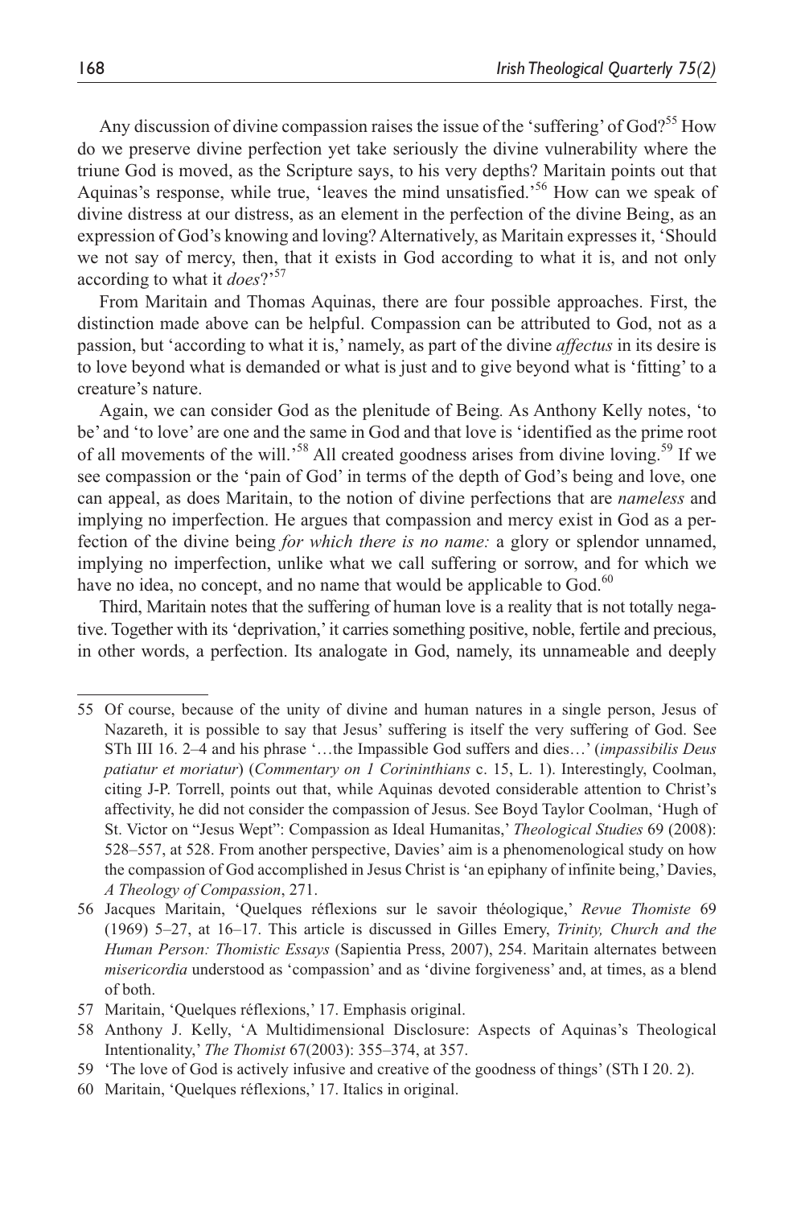Any discussion of divine compassion raises the issue of the 'suffering' of God?[55] How do we preserve divine perfection yet take seriously the divine vulnerability where the triune God is moved, as the Scripture says, to his very depths? Maritain points out that Aquinas's response, while true, 'leaves the mind unsatisfied.'[56] How can we speak of divine distress at our distress, as an element in the perfection of the divine Being, as an expression of God's knowing and loving? Alternatively, as Maritain expresses it, 'Should we not say of mercy, then, that it exists in God according to what it is, and not only according to what it *does*?'[57]

From Maritain and Thomas Aquinas, there are four possible approaches. First, the distinction made above can be helpful. Compassion can be attributed to God, not as a passion, but 'according to what it is,' namely, as part of the divine *affectus* in its desire is to love beyond what is demanded or what is just and to give beyond what is 'fitting' to a creature's nature.

Again, we can consider God as the plenitude of Being. As Anthony Kelly notes, 'to be' and 'to love' are one and the same in God and that love is 'identified as the prime root of all movements of the will.'[58] All created goodness arises from divine loving.[59] If we see compassion or the 'pain of God' in terms of the depth of God's being and love, one can appeal, as does Maritain, to the notion of divine perfections that are *nameless* and implying no imperfection. He argues that compassion and mercy exist in God as a perfection of the divine being *for which there is no name:* a glory or splendor unnamed, implying no imperfection, unlike what we call suffering or sorrow, and for which we have no idea, no concept, and no name that would be applicable to God.[60]

Third, Maritain notes that the suffering of human love is a reality that is not totally negative. Together with its 'deprivation,' it carries something positive, noble, fertile and precious, in other words, a perfection. Its analogate in God, namely, its unnameable and deeply

---

55 Of course, because of the unity of divine and human natures in a single person, Jesus of Nazareth, it is possible to say that Jesus' suffering is itself the very suffering of God. See STh III 16. 2–4 and his phrase '…the Impassible God suffers and dies…' (*impassibilis Deus patiatur et moriatur*) (*Commentary on 1 Corininthians* c. 15, L. 1). Interestingly, Coolman, citing J-P. Torrell, points out that, while Aquinas devoted considerable attention to Christ's affectivity, he did not consider the compassion of Jesus. See Boyd Taylor Coolman, 'Hugh of St. Victor on "Jesus Wept": Compassion as Ideal Humanitas,' *Theological Studies* 69 (2008): 528–557, at 528. From another perspective, Davies' aim is a phenomenological study on how the compassion of God accomplished in Jesus Christ is 'an epiphany of infinite being,' Davies, *A Theology of Compassion*, 271.

56 Jacques Maritain, 'Quelques réflexions sur le savoir théologique,' *Revue Thomiste* 69 (1969) 5–27, at 16–17. This article is discussed in Gilles Emery, *Trinity, Church and the Human Person: Thomistic Essays* (Sapientia Press, 2007), 254. Maritain alternates between *misericordia* understood as 'compassion' and as 'divine forgiveness' and, at times, as a blend of both.

57 Maritain, 'Quelques réflexions,' 17. Emphasis original.

58 Anthony J. Kelly, 'A Multidimensional Disclosure: Aspects of Aquinas's Theological Intentionality,' *The Thomist* 67(2003): 355–374, at 357.

59 'The love of God is actively infusive and creative of the goodness of things' (STh I 20. 2).

60 Maritain, 'Quelques réflexions,' 17. Italics in original.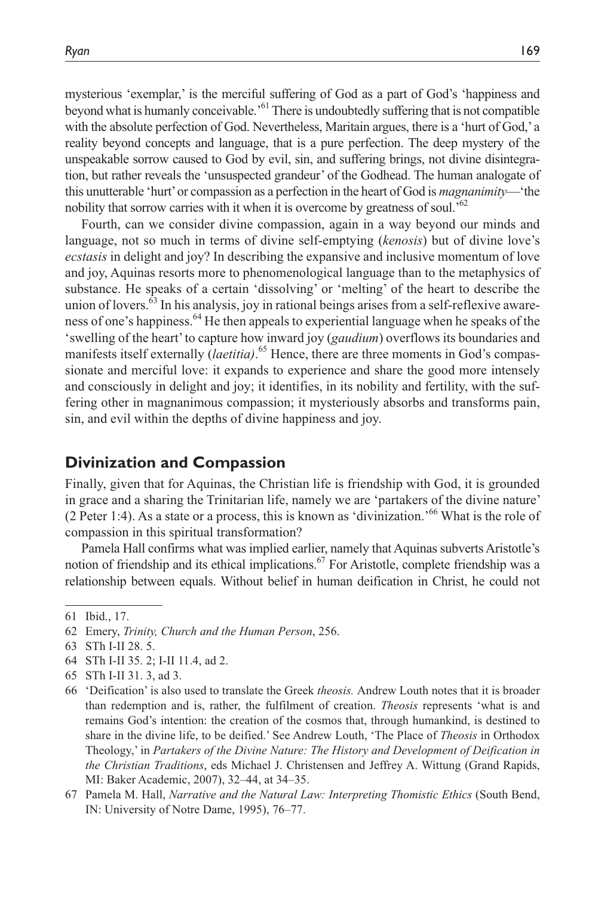mysterious 'exemplar,' is the merciful suffering of God as a part of God's 'happiness and beyond what is humanly conceivable.'[61] There is undoubtedly suffering that is not compatible with the absolute perfection of God. Nevertheless, Maritain argues, there is a 'hurt of God,' a reality beyond concepts and language, that is a pure perfection. The deep mystery of the unspeakable sorrow caused to God by evil, sin, and suffering brings, not divine disintegration, but rather reveals the 'unsuspected grandeur' of the Godhead. The human analogate of this unutterable 'hurt' or compassion as a perfection in the heart of God is *magnanimity*—'the nobility that sorrow carries with it when it is overcome by greatness of soul.'[62]

Fourth, can we consider divine compassion, again in a way beyond our minds and language, not so much in terms of divine self-emptying (*kenosis*) but of divine love's *ecstasis* in delight and joy? In describing the expansive and inclusive momentum of love and joy, Aquinas resorts more to phenomenological language than to the metaphysics of substance. He speaks of a certain 'dissolving' or 'melting' of the heart to describe the union of lovers.[63] In his analysis, joy in rational beings arises from a self-reflexive awareness of one's happiness.[64] He then appeals to experiential language when he speaks of the 'swelling of the heart' to capture how inward joy (*gaudium*) overflows its boundaries and manifests itself externally (*laetitia)*.[65] Hence, there are three moments in God's compassionate and merciful love: it expands to experience and share the good more intensely and consciously in delight and joy; it identifies, in its nobility and fertility, with the suffering other in magnanimous compassion; it mysteriously absorbs and transforms pain, sin, and evil within the depths of divine happiness and joy.

## Divinization and Compassion

Finally, given that for Aquinas, the Christian life is friendship with God, it is grounded in grace and a sharing the Trinitarian life, namely we are 'partakers of the divine nature' (2 Peter 1:4). As a state or a process, this is known as 'divinization.'[66] What is the role of compassion in this spiritual transformation?

Pamela Hall confirms what was implied earlier, namely that Aquinas subverts Aristotle's notion of friendship and its ethical implications.[67] For Aristotle, complete friendship was a relationship between equals. Without belief in human deification in Christ, he could not

---

61 Ibid., 17.

62 Emery, *Trinity, Church and the Human Person*, 256.

63 STh I-II 28. 5.

64 STh I-II 35. 2; I-II 11.4, ad 2.

65 STh I-II 31. 3, ad 3.

66 'Deification' is also used to translate the Greek *theosis.* Andrew Louth notes that it is broader than redemption and is, rather, the fulfilment of creation. *Theosis* represents 'what is and remains God's intention: the creation of the cosmos that, through humankind, is destined to share in the divine life, to be deified.' See Andrew Louth, 'The Place of *Theosis* in Orthodox Theology,' in *Partakers of the Divine Nature: The History and Development of Deification in the Christian Traditions*, eds Michael J. Christensen and Jeffrey A. Wittung (Grand Rapids, MI: Baker Academic, 2007), 32–44, at 34–35.

67 Pamela M. Hall, *Narrative and the Natural Law: Interpreting Thomistic Ethics* (South Bend, IN: University of Notre Dame, 1995), 76–77.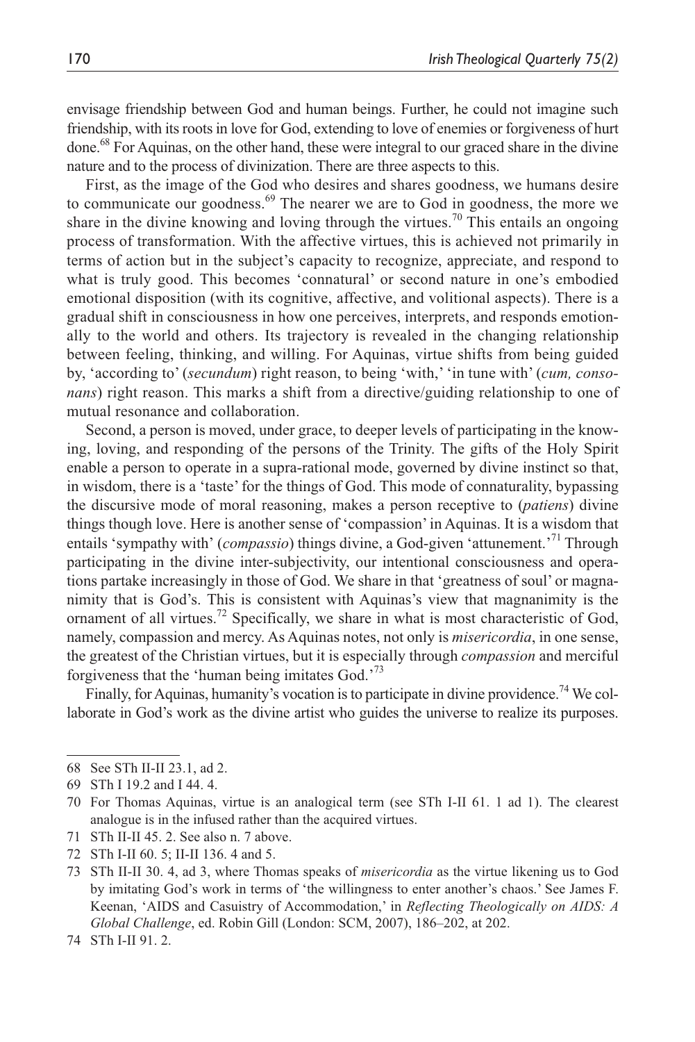envisage friendship between God and human beings. Further, he could not imagine such friendship, with its roots in love for God, extending to love of enemies or forgiveness of hurt done.[68] For Aquinas, on the other hand, these were integral to our graced share in the divine nature and to the process of divinization. There are three aspects to this.

First, as the image of the God who desires and shares goodness, we humans desire to communicate our goodness.[69] The nearer we are to God in goodness, the more we share in the divine knowing and loving through the virtues.[70] This entails an ongoing process of transformation. With the affective virtues, this is achieved not primarily in terms of action but in the subject's capacity to recognize, appreciate, and respond to what is truly good. This becomes 'connatural' or second nature in one's embodied emotional disposition (with its cognitive, affective, and volitional aspects). There is a gradual shift in consciousness in how one perceives, interprets, and responds emotionally to the world and others. Its trajectory is revealed in the changing relationship between feeling, thinking, and willing. For Aquinas, virtue shifts from being guided by, 'according to' (*secundum*) right reason, to being 'with,' 'in tune with' (*cum, consonans*) right reason. This marks a shift from a directive/guiding relationship to one of mutual resonance and collaboration.

Second, a person is moved, under grace, to deeper levels of participating in the knowing, loving, and responding of the persons of the Trinity. The gifts of the Holy Spirit enable a person to operate in a supra-rational mode, governed by divine instinct so that, in wisdom, there is a 'taste' for the things of God. This mode of connaturality, bypassing the discursive mode of moral reasoning, makes a person receptive to (*patiens*) divine things though love. Here is another sense of 'compassion' in Aquinas. It is a wisdom that entails 'sympathy with' (*compassio*) things divine, a God-given 'attunement.'[71] Through participating in the divine inter-subjectivity, our intentional consciousness and operations partake increasingly in those of God. We share in that 'greatness of soul' or magnanimity that is God's. This is consistent with Aquinas's view that magnanimity is the ornament of all virtues.[72] Specifically, we share in what is most characteristic of God, namely, compassion and mercy. As Aquinas notes, not only is *misericordia*, in one sense, the greatest of the Christian virtues, but it is especially through *compassion* and merciful forgiveness that the 'human being imitates God.'[73]

Finally, for Aquinas, humanity's vocation is to participate in divine providence.[74] We collaborate in God's work as the divine artist who guides the universe to realize its purposes.

---

68 See STh II-II 23.1, ad 2.

69 STh I 19.2 and I 44. 4.

70 For Thomas Aquinas, virtue is an analogical term (see STh I-II 61. 1 ad 1). The clearest analogue is in the infused rather than the acquired virtues.

71 STh II-II 45. 2. See also n. 7 above.

72 STh I-II 60. 5; II-II 136. 4 and 5.

73 STh II-II 30. 4, ad 3, where Thomas speaks of *misericordia* as the virtue likening us to God by imitating God's work in terms of 'the willingness to enter another's chaos.' See James F. Keenan, 'AIDS and Casuistry of Accommodation,' in *Reflecting Theologically on AIDS: A Global Challenge*, ed. Robin Gill (London: SCM, 2007), 186–202, at 202.

74 STh I-II 91. 2.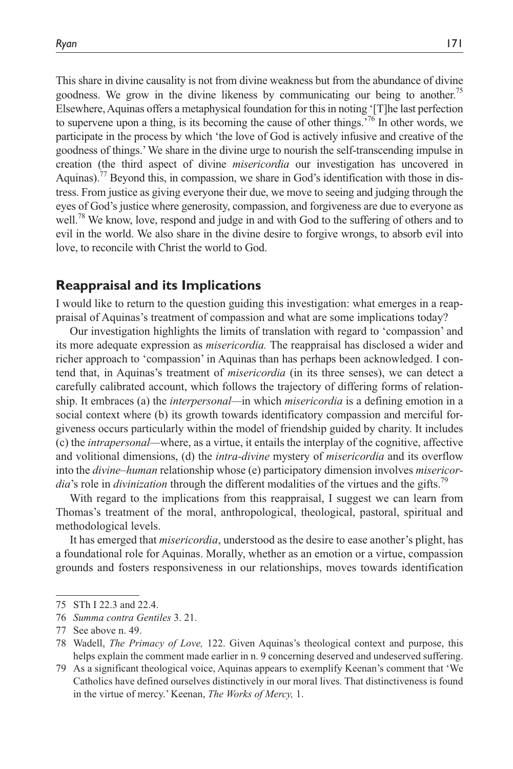This share in divine causality is not from divine weakness but from the abundance of divine goodness. We grow in the divine likeness by communicating our being to another.[75] Elsewhere, Aquinas offers a metaphysical foundation for this in noting '[T]he last perfection to supervene upon a thing, is its becoming the cause of other things.'[76] In other words, we participate in the process by which 'the love of God is actively infusive and creative of the goodness of things.' We share in the divine urge to nourish the self-transcending impulse in creation (the third aspect of divine *misericordia* our investigation has uncovered in Aquinas).[77] Beyond this, in compassion, we share in God's identification with those in distress. From justice as giving everyone their due, we move to seeing and judging through the eyes of God's justice where generosity, compassion, and forgiveness are due to everyone as well.[78] We know, love, respond and judge in and with God to the suffering of others and to evil in the world. We also share in the divine desire to forgive wrongs, to absorb evil into love, to reconcile with Christ the world to God.

## Reappraisal and its Implications

I would like to return to the question guiding this investigation: what emerges in a reappraisal of Aquinas's treatment of compassion and what are some implications today?

Our investigation highlights the limits of translation with regard to 'compassion' and its more adequate expression as *misericordia.* The reappraisal has disclosed a wider and richer approach to 'compassion' in Aquinas than has perhaps been acknowledged. I contend that, in Aquinas's treatment of *misericordia* (in its three senses), we can detect a carefully calibrated account, which follows the trajectory of differing forms of relationship. It embraces (a) the *interpersonal*—in which *misericordia* is a defining emotion in a social context where (b) its growth towards identificatory compassion and merciful forgiveness occurs particularly within the model of friendship guided by charity. It includes (c) the *intrapersonal*—where, as a virtue, it entails the interplay of the cognitive, affective and volitional dimensions, (d) the *intra-divine* mystery of *misericordia* and its overflow into the *divine–human* relationship whose (e) participatory dimension involves *misericordia*'s role in *divinization* through the different modalities of the virtues and the gifts.[79]

With regard to the implications from this reappraisal, I suggest we can learn from Thomas's treatment of the moral, anthropological, theological, pastoral, spiritual and methodological levels.

It has emerged that *misericordia*, understood as the desire to ease another's plight, has a foundational role for Aquinas. Morally, whether as an emotion or a virtue, compassion grounds and fosters responsiveness in our relationships, moves towards identification

75 STh I 22.3 and 22.4.

76 *Summa contra Gentiles* 3. 21.

77 See above n. 49.

78 Wadell, *The Primacy of Love,* 122. Given Aquinas's theological context and purpose, this helps explain the comment made earlier in n. 9 concerning deserved and undeserved suffering.

79 As a significant theological voice, Aquinas appears to exemplify Keenan's comment that 'We Catholics have defined ourselves distinctively in our moral lives. That distinctiveness is found in the virtue of mercy.' Keenan, *The Works of Mercy,* 1.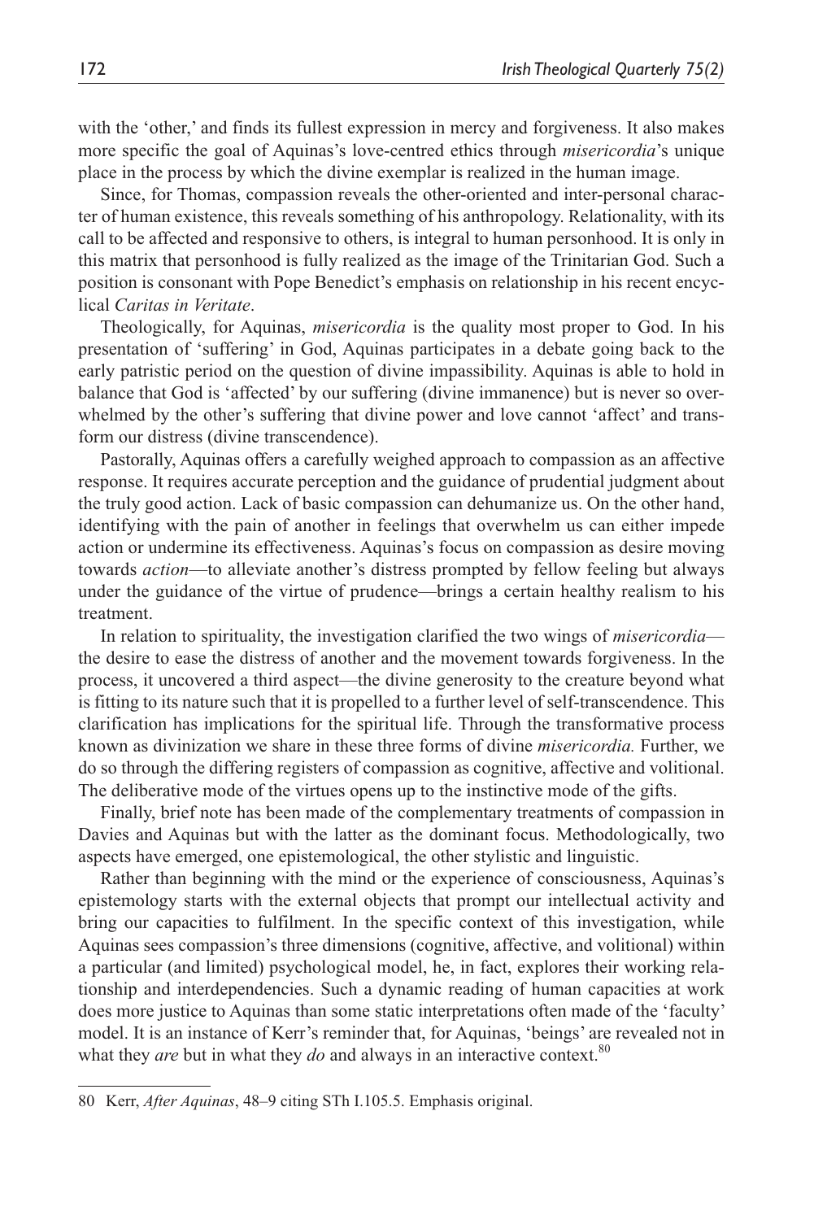with the 'other,' and finds its fullest expression in mercy and forgiveness. It also makes more specific the goal of Aquinas's love-centred ethics through *misericordia*'s unique place in the process by which the divine exemplar is realized in the human image.

Since, for Thomas, compassion reveals the other-oriented and inter-personal character of human existence, this reveals something of his anthropology. Relationality, with its call to be affected and responsive to others, is integral to human personhood. It is only in this matrix that personhood is fully realized as the image of the Trinitarian God. Such a position is consonant with Pope Benedict's emphasis on relationship in his recent encyclical *Caritas in Veritate*.

Theologically, for Aquinas, *misericordia* is the quality most proper to God. In his presentation of 'suffering' in God, Aquinas participates in a debate going back to the early patristic period on the question of divine impassibility. Aquinas is able to hold in balance that God is 'affected' by our suffering (divine immanence) but is never so overwhelmed by the other's suffering that divine power and love cannot 'affect' and transform our distress (divine transcendence).

Pastorally, Aquinas offers a carefully weighed approach to compassion as an affective response. It requires accurate perception and the guidance of prudential judgment about the truly good action. Lack of basic compassion can dehumanize us. On the other hand, identifying with the pain of another in feelings that overwhelm us can either impede action or undermine its effectiveness. Aquinas's focus on compassion as desire moving towards *action*—to alleviate another's distress prompted by fellow feeling but always under the guidance of the virtue of prudence—brings a certain healthy realism to his treatment.

In relation to spirituality, the investigation clarified the two wings of *misericordia*—the desire to ease the distress of another and the movement towards forgiveness. In the process, it uncovered a third aspect—the divine generosity to the creature beyond what is fitting to its nature such that it is propelled to a further level of self-transcendence. This clarification has implications for the spiritual life. Through the transformative process known as divinization we share in these three forms of divine *misericordia.* Further, we do so through the differing registers of compassion as cognitive, affective and volitional. The deliberative mode of the virtues opens up to the instinctive mode of the gifts.

Finally, brief note has been made of the complementary treatments of compassion in Davies and Aquinas but with the latter as the dominant focus. Methodologically, two aspects have emerged, one epistemological, the other stylistic and linguistic.

Rather than beginning with the mind or the experience of consciousness, Aquinas's epistemology starts with the external objects that prompt our intellectual activity and bring our capacities to fulfilment. In the specific context of this investigation, while Aquinas sees compassion's three dimensions (cognitive, affective, and volitional) within a particular (and limited) psychological model, he, in fact, explores their working relationship and interdependencies. Such a dynamic reading of human capacities at work does more justice to Aquinas than some static interpretations often made of the 'faculty' model. It is an instance of Kerr's reminder that, for Aquinas, 'beings' are revealed not in what they *are* but in what they *do* and always in an interactive context.[80]

---

80 Kerr, *After Aquinas*, 48–9 citing STh I.105.5. Emphasis original.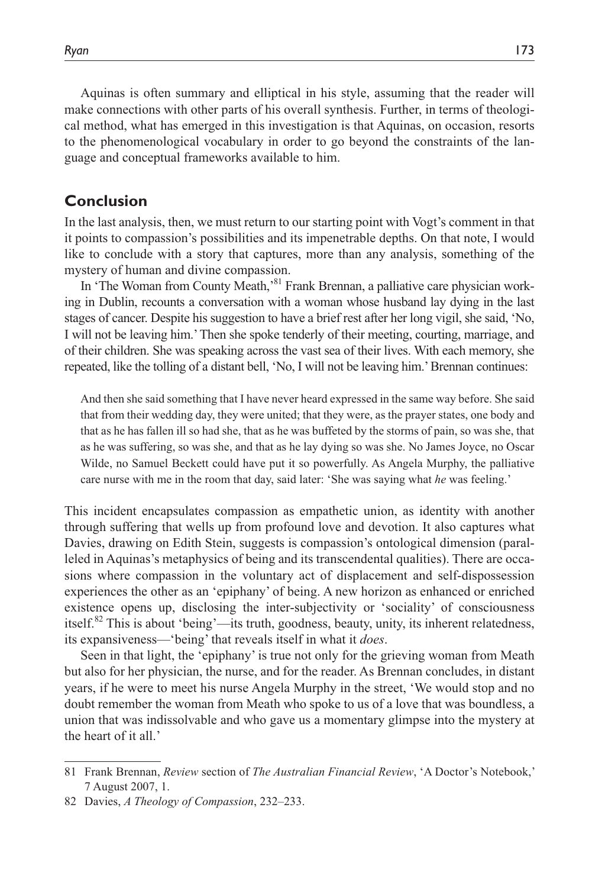Aquinas is often summary and elliptical in his style, assuming that the reader will make connections with other parts of his overall synthesis. Further, in terms of theological method, what has emerged in this investigation is that Aquinas, on occasion, resorts to the phenomenological vocabulary in order to go beyond the constraints of the language and conceptual frameworks available to him.

## Conclusion

In the last analysis, then, we must return to our starting point with Vogt's comment in that it points to compassion's possibilities and its impenetrable depths. On that note, I would like to conclude with a story that captures, more than any analysis, something of the mystery of human and divine compassion.

In 'The Woman from County Meath,'[81] Frank Brennan, a palliative care physician working in Dublin, recounts a conversation with a woman whose husband lay dying in the last stages of cancer. Despite his suggestion to have a brief rest after her long vigil, she said, 'No, I will not be leaving him.' Then she spoke tenderly of their meeting, courting, marriage, and of their children. She was speaking across the vast sea of their lives. With each memory, she repeated, like the tolling of a distant bell, 'No, I will not be leaving him.' Brennan continues:

> And then she said something that I have never heard expressed in the same way before. She said that from their wedding day, they were united; that they were, as the prayer states, one body and that as he has fallen ill so had she, that as he was buffeted by the storms of pain, so was she, that as he was suffering, so was she, and that as he lay dying so was she. No James Joyce, no Oscar Wilde, no Samuel Beckett could have put it so powerfully. As Angela Murphy, the palliative care nurse with me in the room that day, said later: 'She was saying what *he* was feeling.'

This incident encapsulates compassion as empathetic union, as identity with another through suffering that wells up from profound love and devotion. It also captures what Davies, drawing on Edith Stein, suggests is compassion's ontological dimension (paralleled in Aquinas's metaphysics of being and its transcendental qualities). There are occasions where compassion in the voluntary act of displacement and self-dispossession experiences the other as an 'epiphany' of being. A new horizon as enhanced or enriched existence opens up, disclosing the inter-subjectivity or 'sociality' of consciousness itself.[82] This is about 'being'—its truth, goodness, beauty, unity, its inherent relatedness, its expansiveness—'being' that reveals itself in what it *does*.

Seen in that light, the 'epiphany' is true not only for the grieving woman from Meath but also for her physician, the nurse, and for the reader. As Brennan concludes, in distant years, if he were to meet his nurse Angela Murphy in the street, 'We would stop and no doubt remember the woman from Meath who spoke to us of a love that was boundless, a union that was indissolvable and who gave us a momentary glimpse into the mystery at the heart of it all.'

---

81 Frank Brennan, *Review* section of *The Australian Financial Review*, 'A Doctor's Notebook,' 7 August 2007, 1.

82 Davies, *A Theology of Compassion*, 232–233.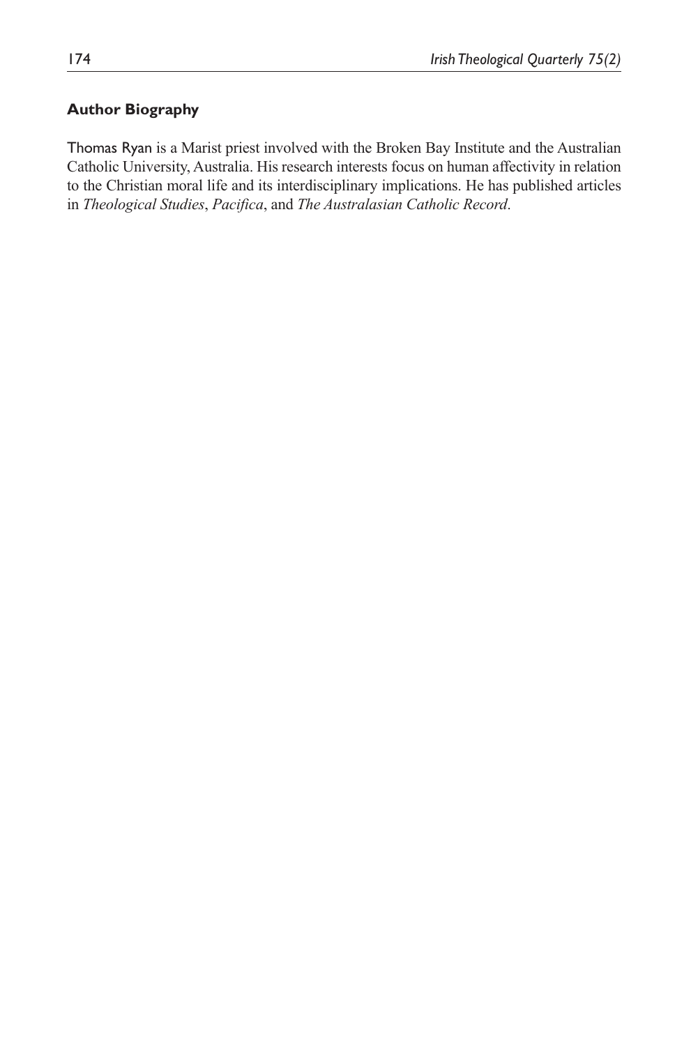## Author Biography

Thomas Ryan is a Marist priest involved with the Broken Bay Institute and the Australian Catholic University, Australia. His research interests focus on human affectivity in relation to the Christian moral life and its interdisciplinary implications. He has published articles in *Theological Studies*, *Pacifica*, and *The Australasian Catholic Record*.